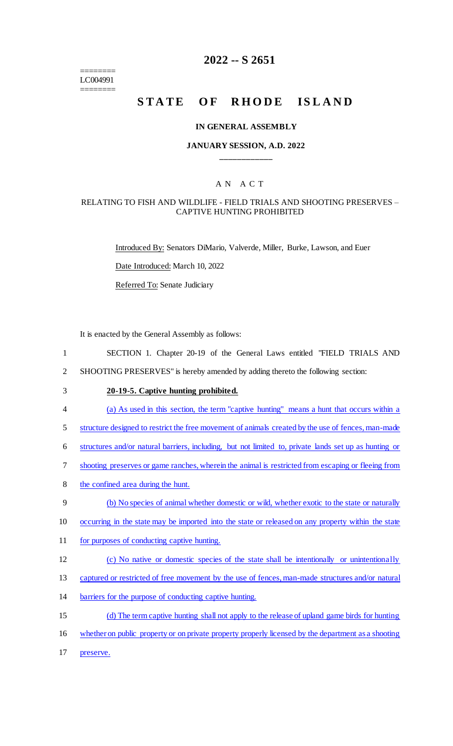========
LC004991
========

# 2022 -- S 2651

# STATE OF RHODE ISLAND

### IN GENERAL ASSEMBLY

### JANUARY SESSION, A.D. 2022

## AN ACT

### RELATING TO FISH AND WILDLIFE - FIELD TRIALS AND SHOOTING PRESERVES – CAPTIVE HUNTING PROHIBITED

Introduced By: Senators DiMario, Valverde, Miller, Burke, Lawson, and Euer

Date Introduced: March 10, 2022

Referred To: Senate Judiciary

It is enacted by the General Assembly as follows:

1 SECTION 1. Chapter 20-19 of the General Laws entitled "FIELD TRIALS AND
2 SHOOTING PRESERVES" is hereby amended by adding thereto the following section:

3 **20-19-5. Captive hunting prohibited.**

4 (a) As used in this section, the term "captive hunting" means a hunt that occurs within a
5 structure designed to restrict the free movement of animals created by the use of fences, man-made
6 structures and/or natural barriers, including, but not limited to, private lands set up as hunting or
7 shooting preserves or game ranches, wherein the animal is restricted from escaping or fleeing from
8 the confined area during the hunt.

9 (b) No species of animal whether domestic or wild, whether exotic to the state or naturally
10 occurring in the state may be imported into the state or released on any property within the state
11 for purposes of conducting captive hunting.

12 (c) No native or domestic species of the state shall be intentionally or unintentionally
13 captured or restricted of free movement by the use of fences, man-made structures and/or natural
14 barriers for the purpose of conducting captive hunting.

15 (d) The term captive hunting shall not apply to the release of upland game birds for hunting
16 whether on public property or on private property properly licensed by the department as a shooting
17 preserve.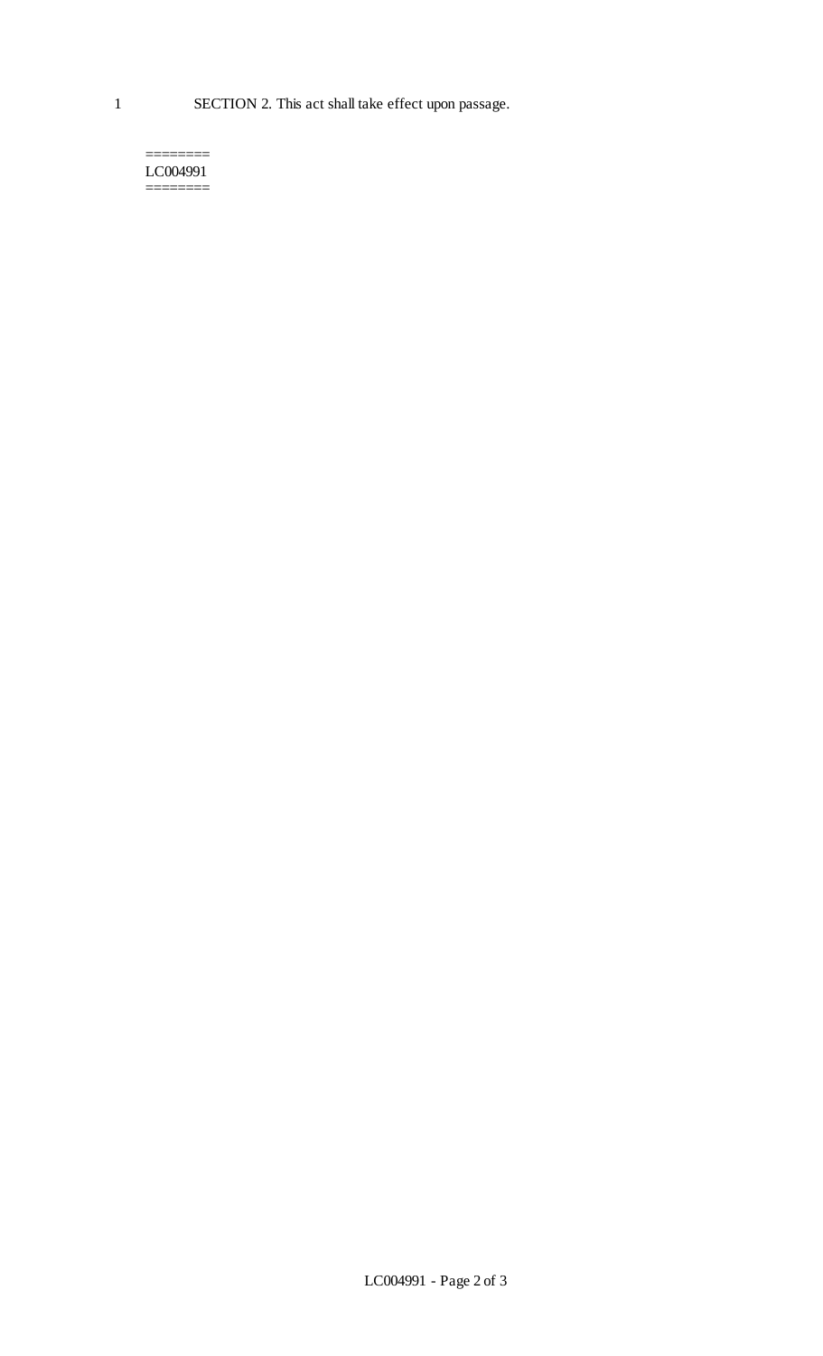SECTION 2. This act shall take effect upon passage.

========
LC004991
========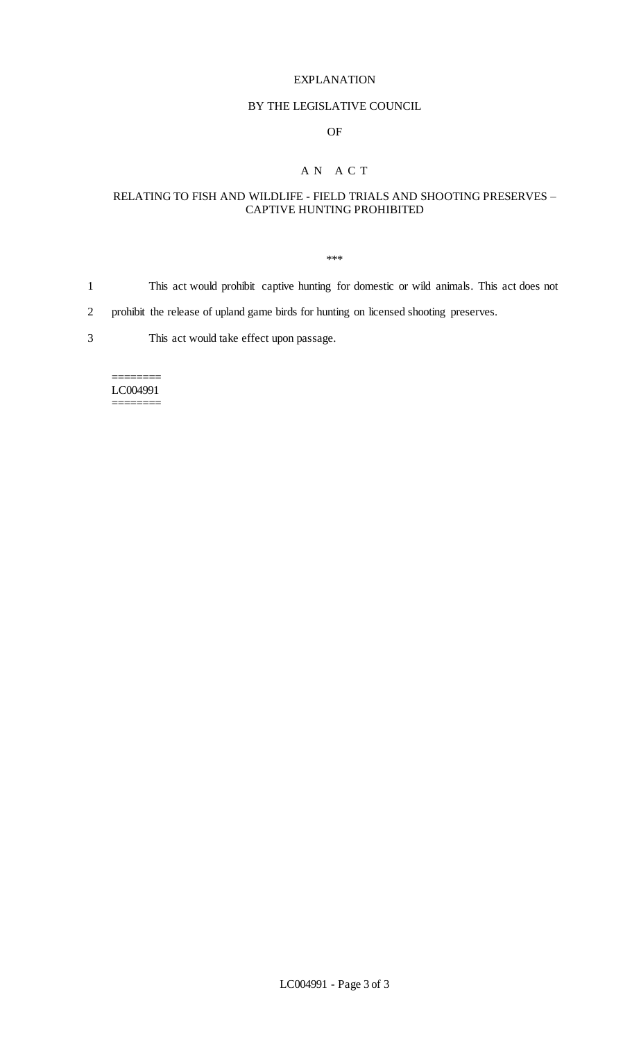EXPLANATION

BY THE LEGISLATIVE COUNCIL

OF

A N A C T

RELATING TO FISH AND WILDLIFE - FIELD TRIALS AND SHOOTING PRESERVES – CAPTIVE HUNTING PROHIBITED

***

1 This act would prohibit captive hunting for domestic or wild animals. This act does not
2 prohibit the release of upland game birds for hunting on licensed shooting preserves.
3 This act would take effect upon passage.

========
LC004991
========